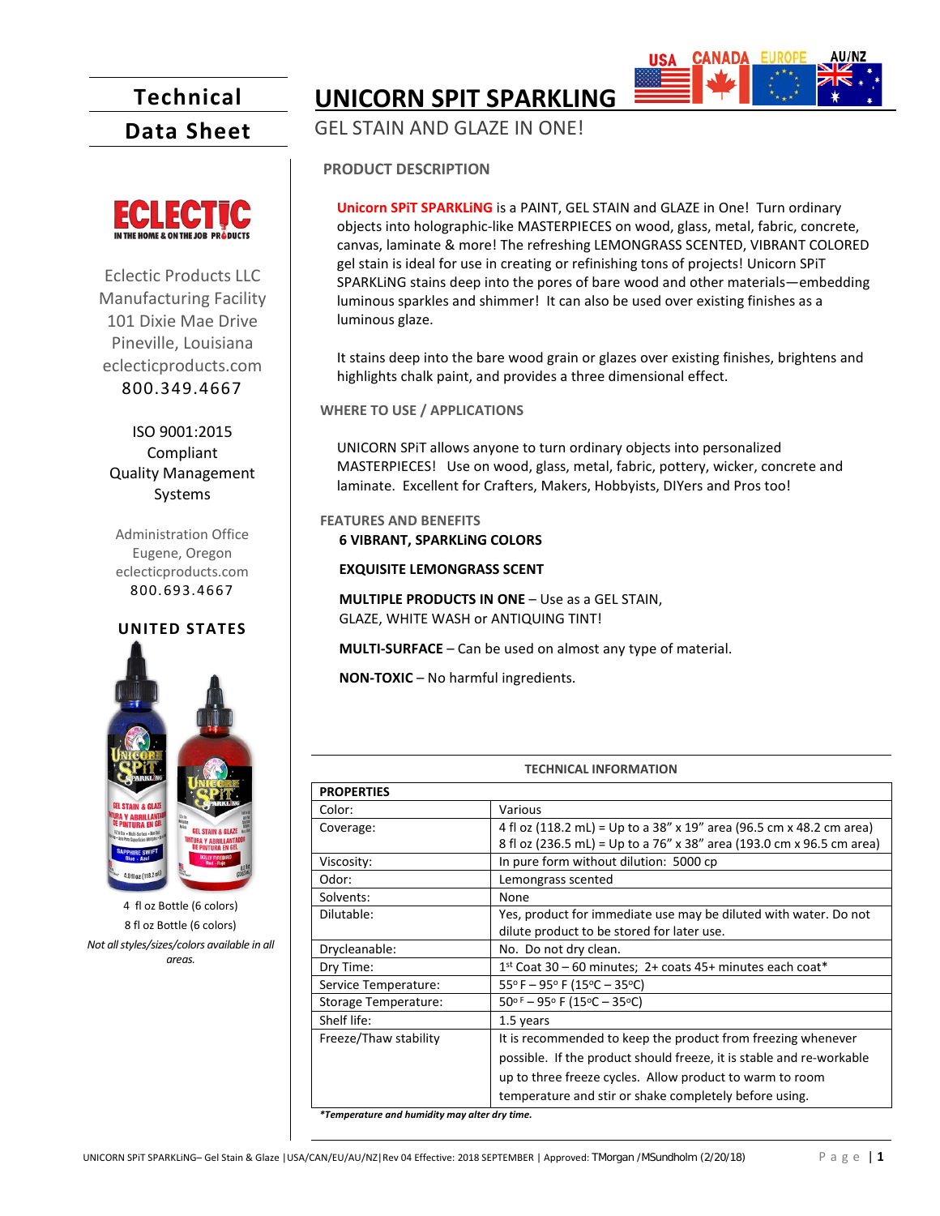# Technical Data Sheet

# UNICORN SPIT SPARKLING

USA CANADA EUROPE AU/NZ

## GEL STAIN AND GLAZE IN ONE!

ECLECTIC
IN THE HOME & ON THE JOB PRODUCTS

Eclectic Products LLC
Manufacturing Facility
101 Dixie Mae Drive
Pineville, Louisiana
eclecticproducts.com
800.349.4667

ISO 9001:2015
Compliant
Quality Management
Systems

Administration Office
Eugene, Oregon
eclecticproducts.com
800.693.4667

**UNITED STATES**

4 fl oz Bottle (6 colors)
8 fl oz Bottle (6 colors)

*Not all styles/sizes/colors available in all areas.*

### PRODUCT DESCRIPTION

**Unicorn SPiT SPARKLiNG** is a PAINT, GEL STAIN and GLAZE in One! Turn ordinary objects into holographic-like MASTERPIECES on wood, glass, metal, fabric, concrete, canvas, laminate & more! The refreshing LEMONGRASS SCENTED, VIBRANT COLORED gel stain is ideal for use in creating or refinishing tons of projects! Unicorn SPiT SPARKLiNG stains deep into the pores of bare wood and other materials—embedding luminous sparkles and shimmer! It can also be used over existing finishes as a luminous glaze.

It stains deep into the bare wood grain or glazes over existing finishes, brightens and highlights chalk paint, and provides a three dimensional effect.

### WHERE TO USE / APPLICATIONS

UNICORN SPiT allows anyone to turn ordinary objects into personalized MASTERPIECES! Use on wood, glass, metal, fabric, pottery, wicker, concrete and laminate. Excellent for Crafters, Makers, Hobbyists, DIYers and Pros too!

### FEATURES AND BENEFITS

**6 VIBRANT, SPARKLiNG COLORS**

**EXQUISITE LEMONGRASS SCENT**

**MULTIPLE PRODUCTS IN ONE** – Use as a GEL STAIN, GLAZE, WHITE WASH or ANTIQUING TINT!

**MULTI-SURFACE** – Can be used on almost any type of material.

**NON-TOXIC** – No harmful ingredients.

### TECHNICAL INFORMATION

| PROPERTIES | |
|---|---|
| Color: | Various |
| Coverage: | 4 fl oz (118.2 mL) = Up to a 38" x 19" area (96.5 cm x 48.2 cm area)<br>8 fl oz (236.5 mL) = Up to a 76" x 38" area (193.0 cm x 96.5 cm area) |
| Viscosity: | In pure form without dilution: 5000 cp |
| Odor: | Lemongrass scented |
| Solvents: | None |
| Dilutable: | Yes, product for immediate use may be diluted with water. Do not dilute product to be stored for later use. |
| Drycleanable: | No. Do not dry clean. |
| Dry Time: | 1st Coat 30 – 60 minutes; 2+ coats 45+ minutes each coat* |
| Service Temperature: | 55° F – 95° F (15°C – 35°C) |
| Storage Temperature: | 50° F – 95° F (15°C – 35°C) |
| Shelf life: | 1.5 years |
| Freeze/Thaw stability | It is recommended to keep the product from freezing whenever possible. If the product should freeze, it is stable and re-workable up to three freeze cycles. Allow product to warm to room temperature and stir or shake completely before using. |

***Temperature and humidity may alter dry time.***

UNICORN SPiT SPARKLiNG– Gel Stain & Glaze |USA/CAN/EU/AU/NZ|Rev 04 Effective: 2018 SEPTEMBER | Approved: TMorgan /MSundholm (2/20/18)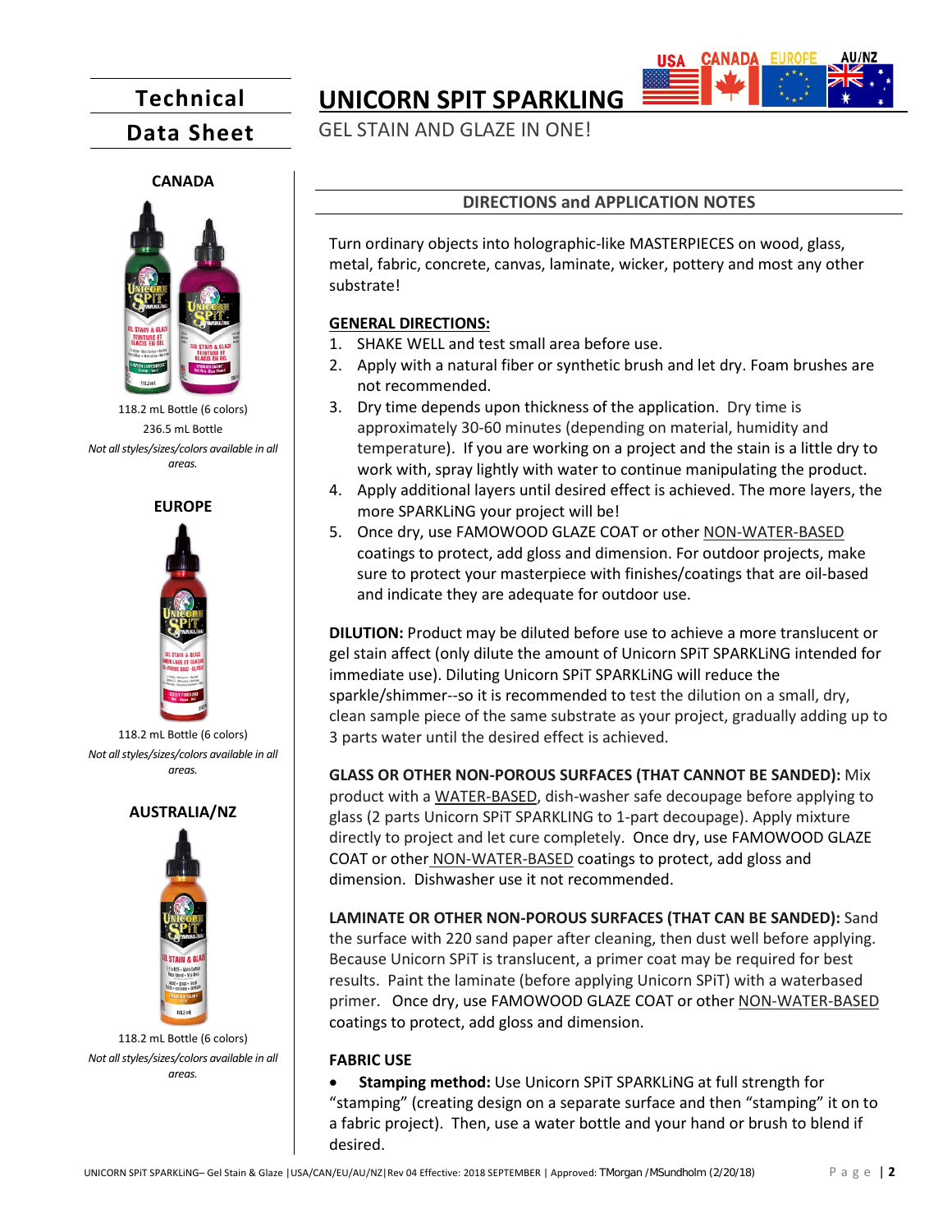Technical Data Sheet

# UNICORN SPIT SPARKLING

USA CANADA EUROPE AU/NZ

GEL STAIN AND GLAZE IN ONE!

**CANADA**

118.2 mL Bottle (6 colors)

236.5 mL Bottle

*Not all styles/sizes/colors available in all areas.*

**EUROPE**

118.2 mL Bottle (6 colors)

*Not all styles/sizes/colors available in all areas.*

**AUSTRALIA/NZ**

118.2 mL Bottle (6 colors)

*Not all styles/sizes/colors available in all areas.*

## DIRECTIONS and APPLICATION NOTES

Turn ordinary objects into holographic-like MASTERPIECES on wood, glass, metal, fabric, concrete, canvas, laminate, wicker, pottery and most any other substrate!

**GENERAL DIRECTIONS:**

1. SHAKE WELL and test small area before use.
2. Apply with a natural fiber or synthetic brush and let dry. Foam brushes are not recommended.
3. Dry time depends upon thickness of the application. Dry time is approximately 30-60 minutes (depending on material, humidity and temperature). If you are working on a project and the stain is a little dry to work with, spray lightly with water to continue manipulating the product.
4. Apply additional layers until desired effect is achieved. The more layers, the more SPARKLiNG your project will be!
5. Once dry, use FAMOWOOD GLAZE COAT or other NON-WATER-BASED coatings to protect, add gloss and dimension. For outdoor projects, make sure to protect your masterpiece with finishes/coatings that are oil-based and indicate they are adequate for outdoor use.

**DILUTION:** Product may be diluted before use to achieve a more translucent or gel stain affect (only dilute the amount of Unicorn SPiT SPARKLiNG intended for immediate use). Diluting Unicorn SPiT SPARKLiNG will reduce the sparkle/shimmer--so it is recommended to test the dilution on a small, dry, clean sample piece of the same substrate as your project, gradually adding up to 3 parts water until the desired effect is achieved.

**GLASS OR OTHER NON-POROUS SURFACES (THAT CANNOT BE SANDED):** Mix product with a WATER-BASED, dish-washer safe decoupage before applying to glass (2 parts Unicorn SPiT SPARKLING to 1-part decoupage). Apply mixture directly to project and let cure completely. Once dry, use FAMOWOOD GLAZE COAT or other NON-WATER-BASED coatings to protect, add gloss and dimension. Dishwasher use it not recommended.

**LAMINATE OR OTHER NON-POROUS SURFACES (THAT CAN BE SANDED):** Sand the surface with 220 sand paper after cleaning, then dust well before applying. Because Unicorn SPiT is translucent, a primer coat may be required for best results. Paint the laminate (before applying Unicorn SPiT) with a waterbased primer. Once dry, use FAMOWOOD GLAZE COAT or other NON-WATER-BASED coatings to protect, add gloss and dimension.

**FABRIC USE**

- **Stamping method:** Use Unicorn SPiT SPARKLiNG at full strength for "stamping" (creating design on a separate surface and then "stamping" it on to a fabric project). Then, use a water bottle and your hand or brush to blend if desired.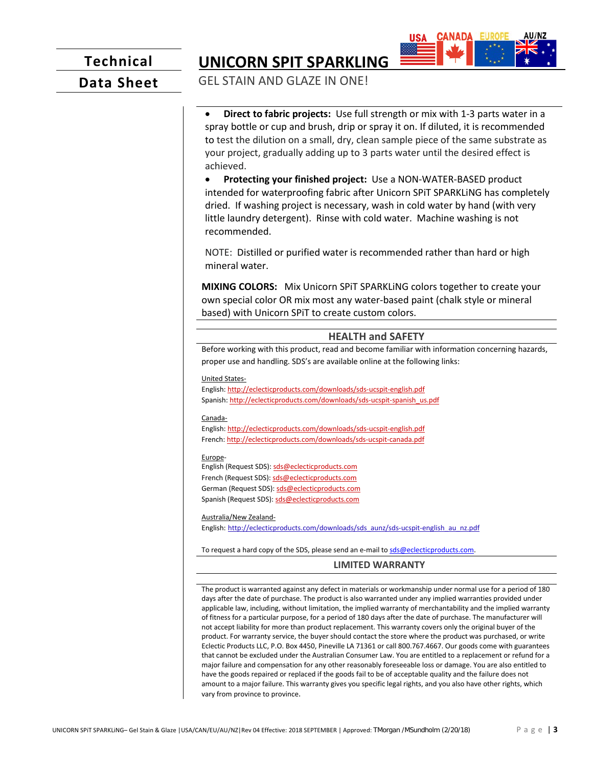**Technical Data Sheet**

# UNICORN SPIT SPARKLING

GEL STAIN AND GLAZE IN ONE!

- **Direct to fabric projects:** Use full strength or mix with 1-3 parts water in a spray bottle or cup and brush, drip or spray it on. If diluted, it is recommended to test the dilution on a small, dry, clean sample piece of the same substrate as your project, gradually adding up to 3 parts water until the desired effect is achieved.
- **Protecting your finished project:** Use a NON-WATER-BASED product intended for waterproofing fabric after Unicorn SPiT SPARKLiNG has completely dried. If washing project is necessary, wash in cold water by hand (with very little laundry detergent). Rinse with cold water. Machine washing is not recommended.

NOTE: Distilled or purified water is recommended rather than hard or high mineral water.

**MIXING COLORS:** Mix Unicorn SPiT SPARKLiNG colors together to create your own special color OR mix most any water-based paint (chalk style or mineral based) with Unicorn SPiT to create custom colors.

## HEALTH and SAFETY

Before working with this product, read and become familiar with information concerning hazards, proper use and handling. SDS's are available online at the following links:

United States-
English: http://eclecticproducts.com/downloads/sds-ucspit-english.pdf
Spanish: http://eclecticproducts.com/downloads/sds-ucspit-spanish_us.pdf

Canada-
English: http://eclecticproducts.com/downloads/sds-ucspit-english.pdf
French: http://eclecticproducts.com/downloads/sds-ucspit-canada.pdf

Europe-
English (Request SDS): sds@eclecticproducts.com
French (Request SDS): sds@eclecticproducts.com
German (Request SDS): sds@eclecticproducts.com
Spanish (Request SDS): sds@eclecticproducts.com

Australia/New Zealand-
English: http://eclecticproducts.com/downloads/sds_aunz/sds-ucspit-english_au_nz.pdf

To request a hard copy of the SDS, please send an e-mail to sds@eclecticproducts.com.

## LIMITED WARRANTY

The product is warranted against any defect in materials or workmanship under normal use for a period of 180 days after the date of purchase. The product is also warranted under any implied warranties provided under applicable law, including, without limitation, the implied warranty of merchantability and the implied warranty of fitness for a particular purpose, for a period of 180 days after the date of purchase. The manufacturer will not accept liability for more than product replacement. This warranty covers only the original buyer of the product. For warranty service, the buyer should contact the store where the product was purchased, or write Eclectic Products LLC, P.O. Box 4450, Pineville LA 71361 or call 800.767.4667. Our goods come with guarantees that cannot be excluded under the Australian Consumer Law. You are entitled to a replacement or refund for a major failure and compensation for any other reasonably foreseeable loss or damage. You are also entitled to have the goods repaired or replaced if the goods fail to be of acceptable quality and the failure does not amount to a major failure. This warranty gives you specific legal rights, and you also have other rights, which vary from province to province.